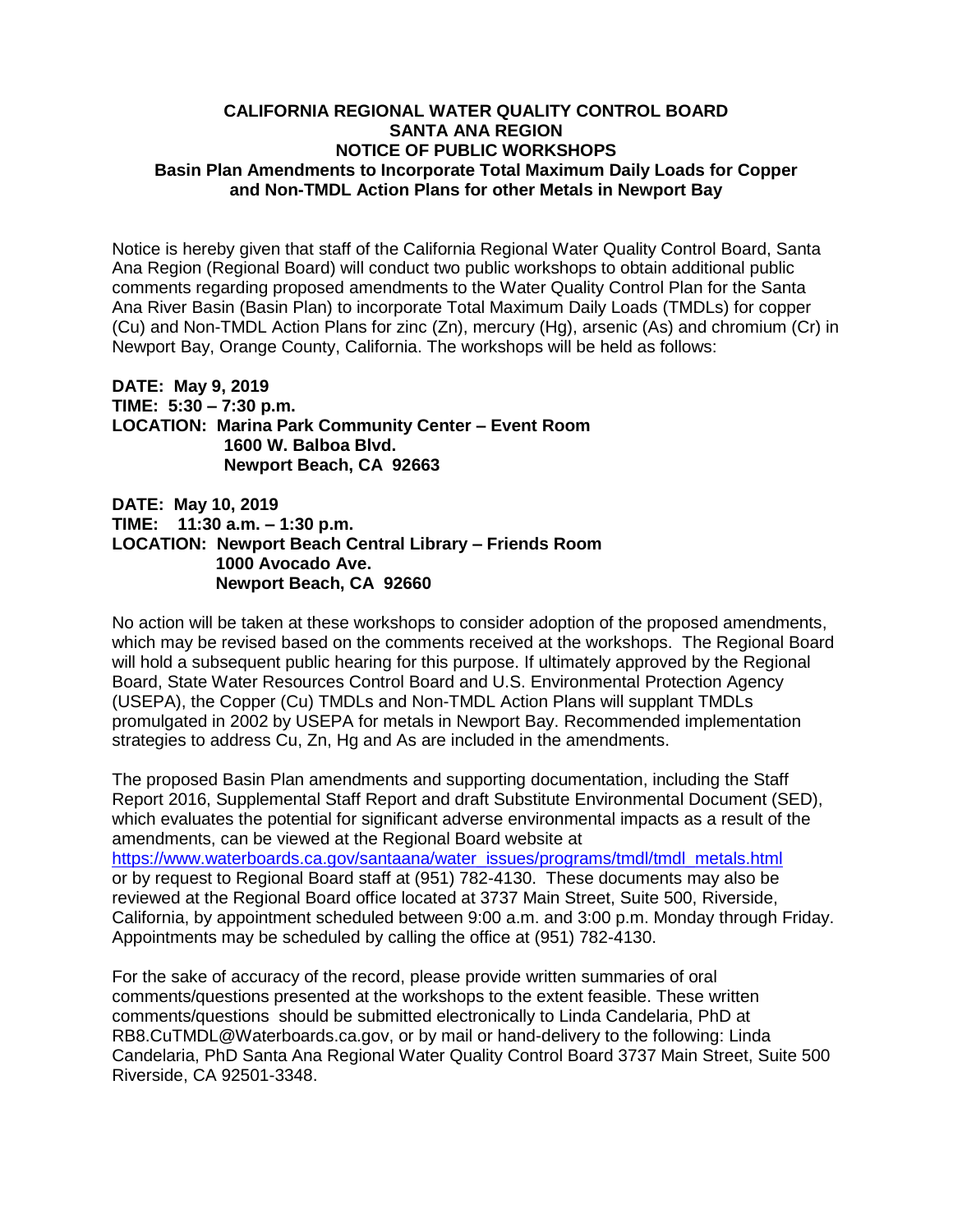**CALIFORNIA REGIONAL WATER QUALITY CONTROL BOARD**
**SANTA ANA REGION**
**NOTICE OF PUBLIC WORKSHOPS**
**Basin Plan Amendments to Incorporate Total Maximum Daily Loads for Copper and Non-TMDL Action Plans for other Metals in Newport Bay**

Notice is hereby given that staff of the California Regional Water Quality Control Board, Santa Ana Region (Regional Board) will conduct two public workshops to obtain additional public comments regarding proposed amendments to the Water Quality Control Plan for the Santa Ana River Basin (Basin Plan) to incorporate Total Maximum Daily Loads (TMDLs) for copper (Cu) and Non-TMDL Action Plans for zinc (Zn), mercury (Hg), arsenic (As) and chromium (Cr) in Newport Bay, Orange County, California. The workshops will be held as follows:

**DATE: May 9, 2019**
**TIME: 5:30 – 7:30 p.m.**
**LOCATION: Marina Park Community Center – Event Room**
**1600 W. Balboa Blvd.**
**Newport Beach, CA 92663**

**DATE: May 10, 2019**
**TIME: 11:30 a.m. – 1:30 p.m.**
**LOCATION: Newport Beach Central Library – Friends Room**
**1000 Avocado Ave.**
**Newport Beach, CA 92660**

No action will be taken at these workshops to consider adoption of the proposed amendments, which may be revised based on the comments received at the workshops. The Regional Board will hold a subsequent public hearing for this purpose. If ultimately approved by the Regional Board, State Water Resources Control Board and U.S. Environmental Protection Agency (USEPA), the Copper (Cu) TMDLs and Non-TMDL Action Plans will supplant TMDLs promulgated in 2002 by USEPA for metals in Newport Bay. Recommended implementation strategies to address Cu, Zn, Hg and As are included in the amendments.

The proposed Basin Plan amendments and supporting documentation, including the Staff Report 2016, Supplemental Staff Report and draft Substitute Environmental Document (SED), which evaluates the potential for significant adverse environmental impacts as a result of the amendments, can be viewed at the Regional Board website at https://www.waterboards.ca.gov/santaana/water_issues/programs/tmdl/tmdl_metals.html or by request to Regional Board staff at (951) 782-4130. These documents may also be reviewed at the Regional Board office located at 3737 Main Street, Suite 500, Riverside, California, by appointment scheduled between 9:00 a.m. and 3:00 p.m. Monday through Friday. Appointments may be scheduled by calling the office at (951) 782-4130.

For the sake of accuracy of the record, please provide written summaries of oral comments/questions presented at the workshops to the extent feasible. These written comments/questions should be submitted electronically to Linda Candelaria, PhD at RB8.CuTMDL@Waterboards.ca.gov, or by mail or hand-delivery to the following: Linda Candelaria, PhD Santa Ana Regional Water Quality Control Board 3737 Main Street, Suite 500 Riverside, CA 92501-3348.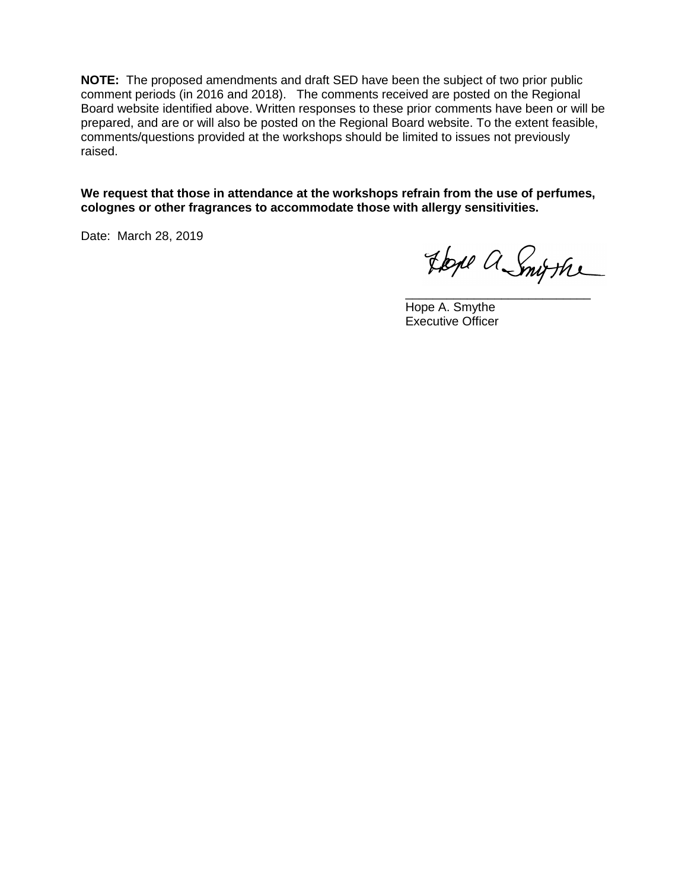**NOTE:** The proposed amendments and draft SED have been the subject of two prior public comment periods (in 2016 and 2018). The comments received are posted on the Regional Board website identified above. Written responses to these prior comments have been or will be prepared, and are or will also be posted on the Regional Board website. To the extent feasible, comments/questions provided at the workshops should be limited to issues not previously raised.

**We request that those in attendance at the workshops refrain from the use of perfumes, colognes or other fragrances to accommodate those with allergy sensitivities.**

Date: March 28, 2019

Hope A. Smythe
Executive Officer